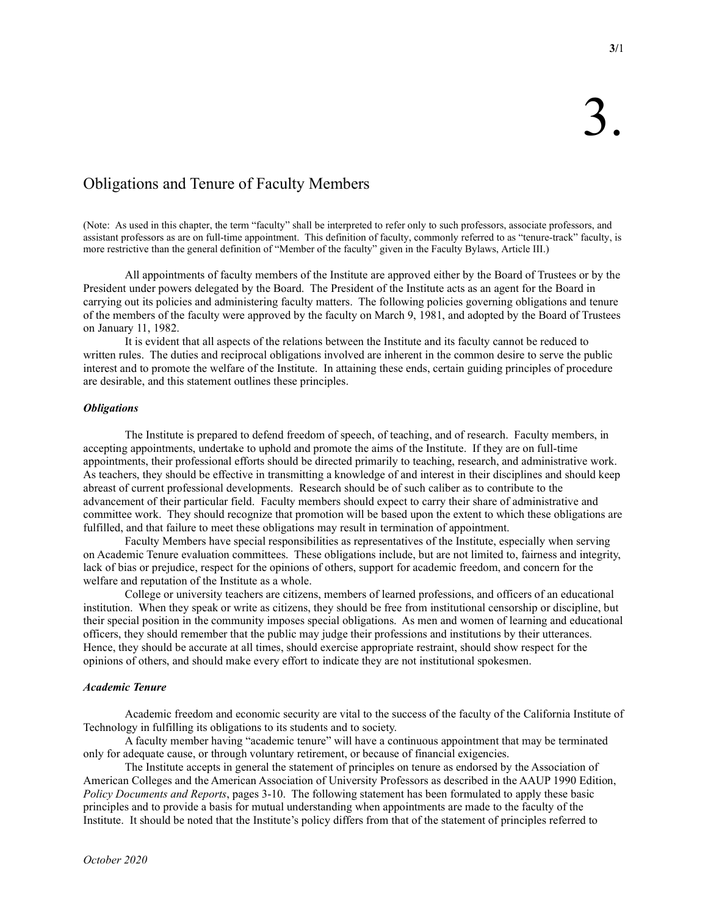# 3.

## Obligations and Tenure of Faculty Members

(Note: As used in this chapter, the term "faculty" shall be interpreted to refer only to such professors, associate professors, and assistant professors as are on full-time appointment. This definition of faculty, commonly referred to as "tenure-track" faculty, is more restrictive than the general definition of "Member of the faculty" given in the Faculty Bylaws, Article III.)

All appointments of faculty members of the Institute are approved either by the Board of Trustees or by the President under powers delegated by the Board. The President of the Institute acts as an agent for the Board in carrying out its policies and administering faculty matters. The following policies governing obligations and tenure of the members of the faculty were approved by the faculty on March 9, 1981, and adopted by the Board of Trustees on January 11, 1982.

It is evident that all aspects of the relations between the Institute and its faculty cannot be reduced to written rules. The duties and reciprocal obligations involved are inherent in the common desire to serve the public interest and to promote the welfare of the Institute. In attaining these ends, certain guiding principles of procedure are desirable, and this statement outlines these principles.

### *Obligations*

The Institute is prepared to defend freedom of speech, of teaching, and of research. Faculty members, in accepting appointments, undertake to uphold and promote the aims of the Institute. If they are on full-time appointments, their professional efforts should be directed primarily to teaching, research, and administrative work. As teachers, they should be effective in transmitting a knowledge of and interest in their disciplines and should keep abreast of current professional developments. Research should be of such caliber as to contribute to the advancement of their particular field. Faculty members should expect to carry their share of administrative and committee work. They should recognize that promotion will be based upon the extent to which these obligations are fulfilled, and that failure to meet these obligations may result in termination of appointment.

Faculty Members have special responsibilities as representatives of the Institute, especially when serving on Academic Tenure evaluation committees. These obligations include, but are not limited to, fairness and integrity, lack of bias or prejudice, respect for the opinions of others, support for academic freedom, and concern for the welfare and reputation of the Institute as a whole.

College or university teachers are citizens, members of learned professions, and officers of an educational institution. When they speak or write as citizens, they should be free from institutional censorship or discipline, but their special position in the community imposes special obligations. As men and women of learning and educational officers, they should remember that the public may judge their professions and institutions by their utterances. Hence, they should be accurate at all times, should exercise appropriate restraint, should show respect for the opinions of others, and should make every effort to indicate they are not institutional spokesmen.

### *Academic Tenure*

Academic freedom and economic security are vital to the success of the faculty of the California Institute of Technology in fulfilling its obligations to its students and to society.

A faculty member having "academic tenure" will have a continuous appointment that may be terminated only for adequate cause, or through voluntary retirement, or because of financial exigencies.

The Institute accepts in general the statement of principles on tenure as endorsed by the Association of American Colleges and the American Association of University Professors as described in the AAUP 1990 Edition, *Policy Documents and Reports*, pages 3-10. The following statement has been formulated to apply these basic principles and to provide a basis for mutual understanding when appointments are made to the faculty of the Institute. It should be noted that the Institute's policy differs from that of the statement of principles referred to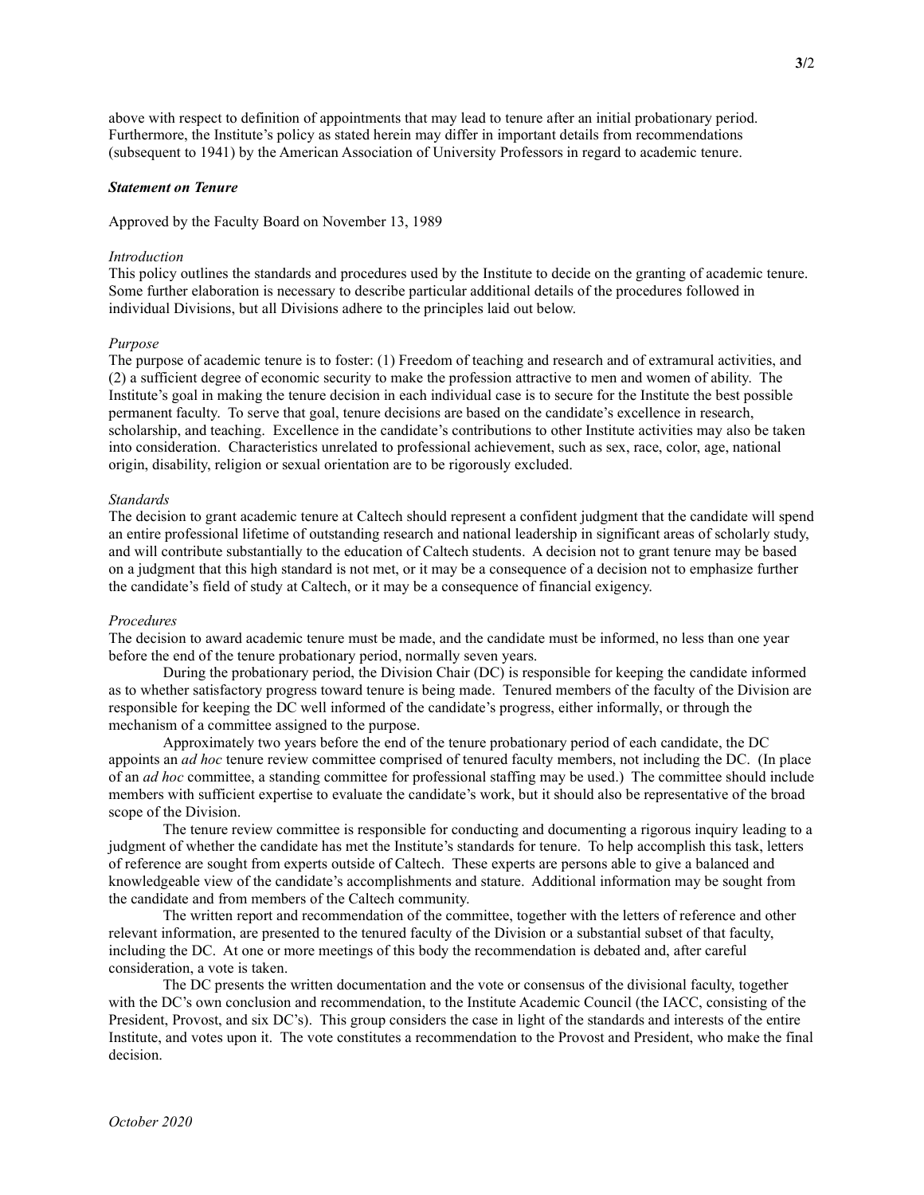above with respect to definition of appointments that may lead to tenure after an initial probationary period. Furthermore, the Institute's policy as stated herein may differ in important details from recommendations (subsequent to 1941) by the American Association of University Professors in regard to academic tenure.

### *Statement on Tenure*

Approved by the Faculty Board on November 13, 1989

*Introduction*

This policy outlines the standards and procedures used by the Institute to decide on the granting of academic tenure. Some further elaboration is necessary to describe particular additional details of the procedures followed in individual Divisions, but all Divisions adhere to the principles laid out below.

*Purpose*

The purpose of academic tenure is to foster: (1) Freedom of teaching and research and of extramural activities, and (2) a sufficient degree of economic security to make the profession attractive to men and women of ability. The Institute's goal in making the tenure decision in each individual case is to secure for the Institute the best possible permanent faculty. To serve that goal, tenure decisions are based on the candidate's excellence in research, scholarship, and teaching. Excellence in the candidate's contributions to other Institute activities may also be taken into consideration. Characteristics unrelated to professional achievement, such as sex, race, color, age, national origin, disability, religion or sexual orientation are to be rigorously excluded.

*Standards*

The decision to grant academic tenure at Caltech should represent a confident judgment that the candidate will spend an entire professional lifetime of outstanding research and national leadership in significant areas of scholarly study, and will contribute substantially to the education of Caltech students. A decision not to grant tenure may be based on a judgment that this high standard is not met, or it may be a consequence of a decision not to emphasize further the candidate's field of study at Caltech, or it may be a consequence of financial exigency.

*Procedures*

The decision to award academic tenure must be made, and the candidate must be informed, no less than one year before the end of the tenure probationary period, normally seven years.

During the probationary period, the Division Chair (DC) is responsible for keeping the candidate informed as to whether satisfactory progress toward tenure is being made. Tenured members of the faculty of the Division are responsible for keeping the DC well informed of the candidate's progress, either informally, or through the mechanism of a committee assigned to the purpose.

Approximately two years before the end of the tenure probationary period of each candidate, the DC appoints an *ad hoc* tenure review committee comprised of tenured faculty members, not including the DC. (In place of an *ad hoc* committee, a standing committee for professional staffing may be used.) The committee should include members with sufficient expertise to evaluate the candidate's work, but it should also be representative of the broad scope of the Division.

The tenure review committee is responsible for conducting and documenting a rigorous inquiry leading to a judgment of whether the candidate has met the Institute's standards for tenure. To help accomplish this task, letters of reference are sought from experts outside of Caltech. These experts are persons able to give a balanced and knowledgeable view of the candidate's accomplishments and stature. Additional information may be sought from the candidate and from members of the Caltech community.

The written report and recommendation of the committee, together with the letters of reference and other relevant information, are presented to the tenured faculty of the Division or a substantial subset of that faculty, including the DC. At one or more meetings of this body the recommendation is debated and, after careful consideration, a vote is taken.

The DC presents the written documentation and the vote or consensus of the divisional faculty, together with the DC's own conclusion and recommendation, to the Institute Academic Council (the IACC, consisting of the President, Provost, and six DC's). This group considers the case in light of the standards and interests of the entire Institute, and votes upon it. The vote constitutes a recommendation to the Provost and President, who make the final decision.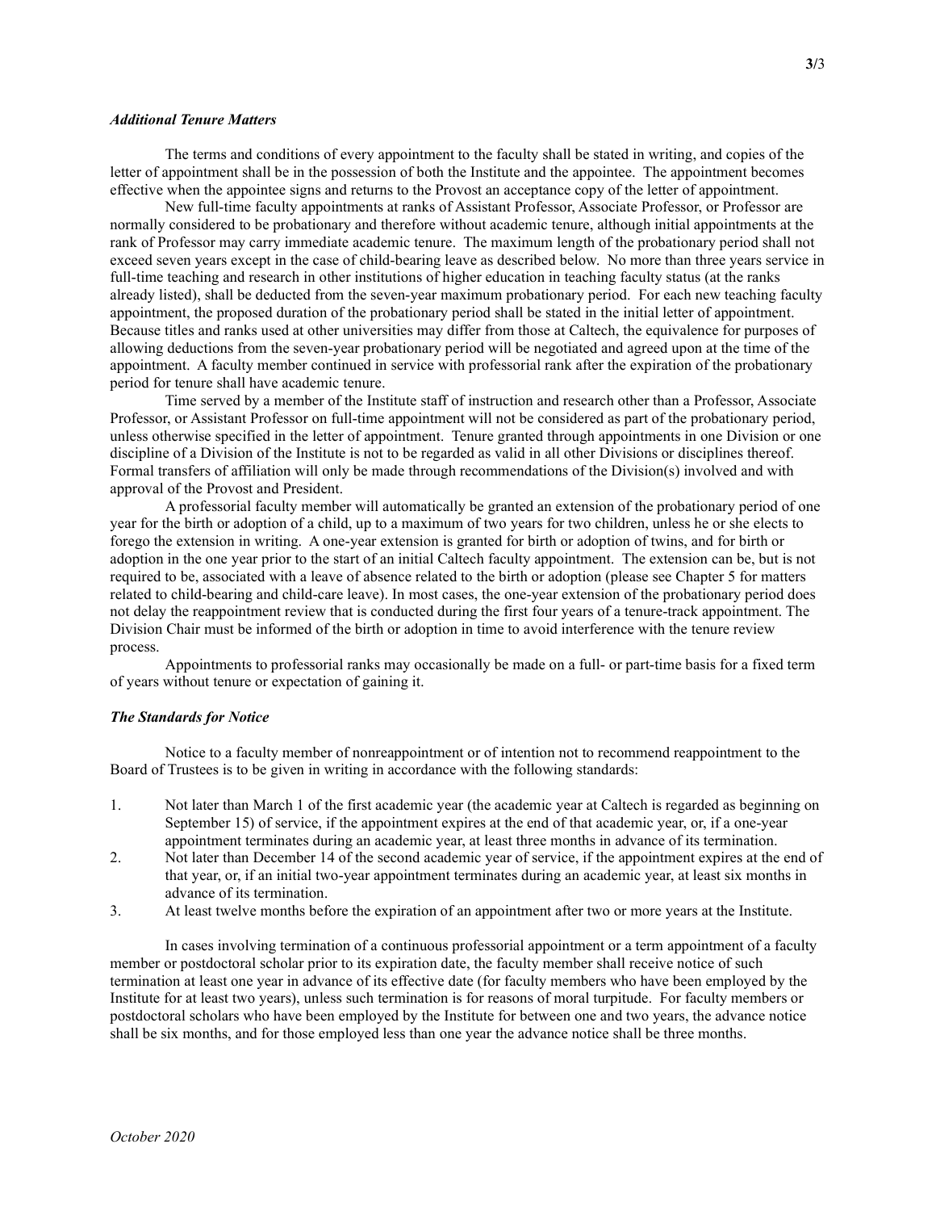### *Additional Tenure Matters*

The terms and conditions of every appointment to the faculty shall be stated in writing, and copies of the letter of appointment shall be in the possession of both the Institute and the appointee. The appointment becomes effective when the appointee signs and returns to the Provost an acceptance copy of the letter of appointment.

New full-time faculty appointments at ranks of Assistant Professor, Associate Professor, or Professor are normally considered to be probationary and therefore without academic tenure, although initial appointments at the rank of Professor may carry immediate academic tenure. The maximum length of the probationary period shall not exceed seven years except in the case of child-bearing leave as described below. No more than three years service in full-time teaching and research in other institutions of higher education in teaching faculty status (at the ranks already listed), shall be deducted from the seven-year maximum probationary period. For each new teaching faculty appointment, the proposed duration of the probationary period shall be stated in the initial letter of appointment. Because titles and ranks used at other universities may differ from those at Caltech, the equivalence for purposes of allowing deductions from the seven-year probationary period will be negotiated and agreed upon at the time of the appointment. A faculty member continued in service with professorial rank after the expiration of the probationary period for tenure shall have academic tenure.

Time served by a member of the Institute staff of instruction and research other than a Professor, Associate Professor, or Assistant Professor on full-time appointment will not be considered as part of the probationary period, unless otherwise specified in the letter of appointment. Tenure granted through appointments in one Division or one discipline of a Division of the Institute is not to be regarded as valid in all other Divisions or disciplines thereof. Formal transfers of affiliation will only be made through recommendations of the Division(s) involved and with approval of the Provost and President.

A professorial faculty member will automatically be granted an extension of the probationary period of one year for the birth or adoption of a child, up to a maximum of two years for two children, unless he or she elects to forego the extension in writing. A one-year extension is granted for birth or adoption of twins, and for birth or adoption in the one year prior to the start of an initial Caltech faculty appointment. The extension can be, but is not required to be, associated with a leave of absence related to the birth or adoption (please see Chapter 5 for matters related to child-bearing and child-care leave). In most cases, the one-year extension of the probationary period does not delay the reappointment review that is conducted during the first four years of a tenure-track appointment. The Division Chair must be informed of the birth or adoption in time to avoid interference with the tenure review process.

Appointments to professorial ranks may occasionally be made on a full- or part-time basis for a fixed term of years without tenure or expectation of gaining it.

### *The Standards for Notice*

Notice to a faculty member of nonreappointment or of intention not to recommend reappointment to the Board of Trustees is to be given in writing in accordance with the following standards:

1. Not later than March 1 of the first academic year (the academic year at Caltech is regarded as beginning on September 15) of service, if the appointment expires at the end of that academic year, or, if a one-year appointment terminates during an academic year, at least three months in advance of its termination.
2. Not later than December 14 of the second academic year of service, if the appointment expires at the end of that year, or, if an initial two-year appointment terminates during an academic year, at least six months in advance of its termination.
3. At least twelve months before the expiration of an appointment after two or more years at the Institute.

In cases involving termination of a continuous professorial appointment or a term appointment of a faculty member or postdoctoral scholar prior to its expiration date, the faculty member shall receive notice of such termination at least one year in advance of its effective date (for faculty members who have been employed by the Institute for at least two years), unless such termination is for reasons of moral turpitude. For faculty members or postdoctoral scholars who have been employed by the Institute for between one and two years, the advance notice shall be six months, and for those employed less than one year the advance notice shall be three months.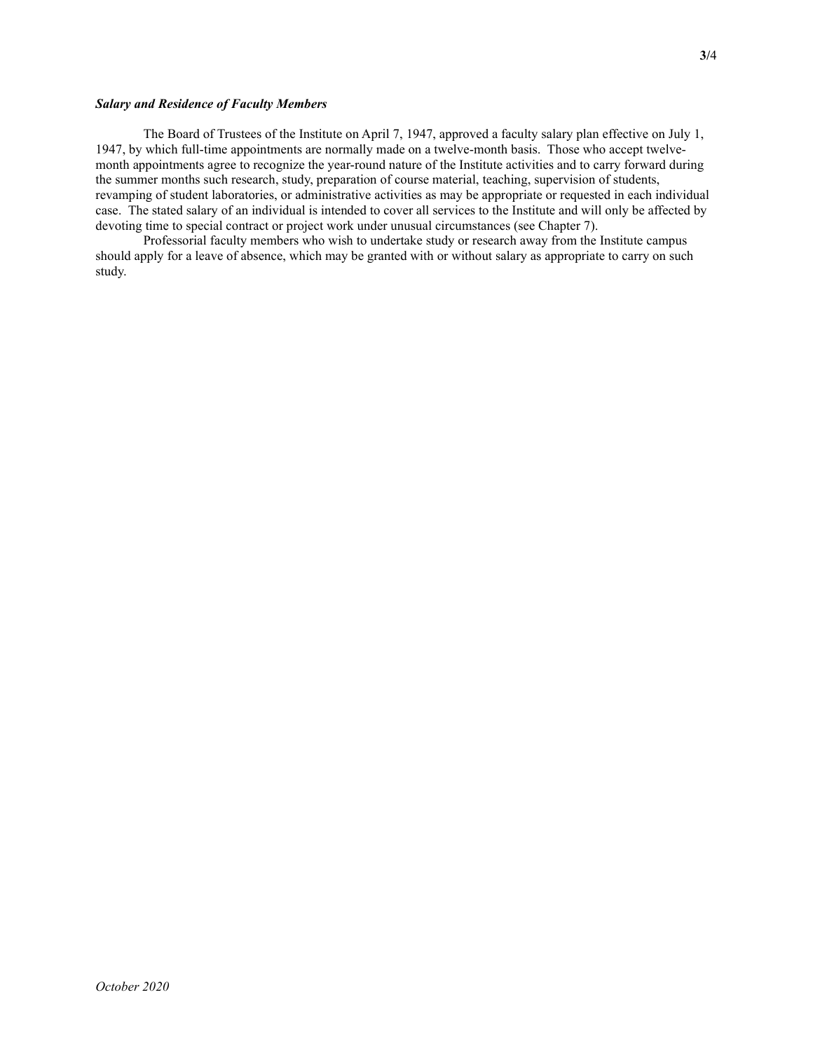***Salary and Residence of Faculty Members***

The Board of Trustees of the Institute on April 7, 1947, approved a faculty salary plan effective on July 1, 1947, by which full-time appointments are normally made on a twelve-month basis. Those who accept twelve-month appointments agree to recognize the year-round nature of the Institute activities and to carry forward during the summer months such research, study, preparation of course material, teaching, supervision of students, revamping of student laboratories, or administrative activities as may be appropriate or requested in each individual case. The stated salary of an individual is intended to cover all services to the Institute and will only be affected by devoting time to special contract or project work under unusual circumstances (see Chapter 7).

Professorial faculty members who wish to undertake study or research away from the Institute campus should apply for a leave of absence, which may be granted with or without salary as appropriate to carry on such study.